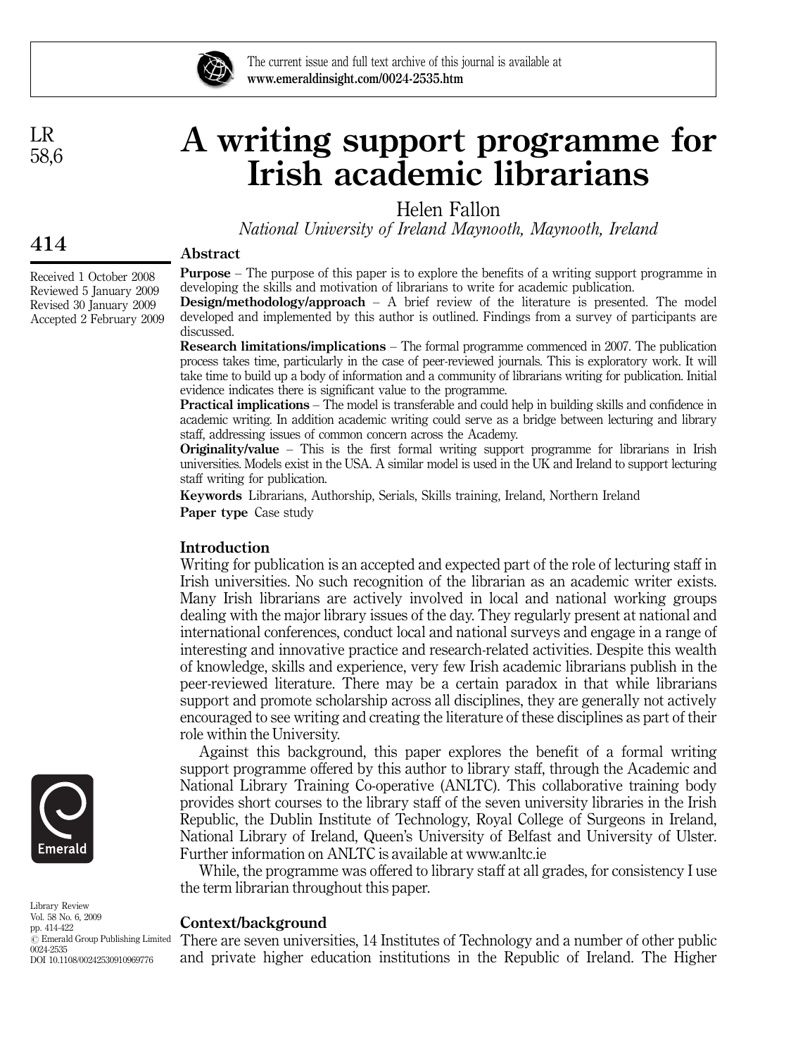The current issue and full text archive of this journal is available at **www.emeraldinsight.com/0024-2535.htm**

# A writing support programme for Irish academic librarians

Helen Fallon

*National University of Ireland Maynooth, Maynooth, Ireland*

Received 1 October 2008
Reviewed 5 January 2009
Revised 30 January 2009
Accepted 2 February 2009

## Abstract

**Purpose** – The purpose of this paper is to explore the benefits of a writing support programme in developing the skills and motivation of librarians to write for academic publication.

**Design/methodology/approach** – A brief review of the literature is presented. The model developed and implemented by this author is outlined. Findings from a survey of participants are discussed.

**Research limitations/implications** – The formal programme commenced in 2007. The publication process takes time, particularly in the case of peer-reviewed journals. This is exploratory work. It will take time to build up a body of information and a community of librarians writing for publication. Initial evidence indicates there is significant value to the programme.

**Practical implications** – The model is transferable and could help in building skills and confidence in academic writing. In addition academic writing could serve as a bridge between lecturing and library staff, addressing issues of common concern across the Academy.

**Originality/value** – This is the first formal writing support programme for librarians in Irish universities. Models exist in the USA. A similar model is used in the UK and Ireland to support lecturing staff writing for publication.

**Keywords** Librarians, Authorship, Serials, Skills training, Ireland, Northern Ireland

**Paper type** Case study

## Introduction

Writing for publication is an accepted and expected part of the role of lecturing staff in Irish universities. No such recognition of the librarian as an academic writer exists. Many Irish librarians are actively involved in local and national working groups dealing with the major library issues of the day. They regularly present at national and international conferences, conduct local and national surveys and engage in a range of interesting and innovative practice and research-related activities. Despite this wealth of knowledge, skills and experience, very few Irish academic librarians publish in the peer-reviewed literature. There may be a certain paradox in that while librarians support and promote scholarship across all disciplines, they are generally not actively encouraged to see writing and creating the literature of these disciplines as part of their role within the University.

Against this background, this paper explores the benefit of a formal writing support programme offered by this author to library staff, through the Academic and National Library Training Co-operative (ANLTC). This collaborative training body provides short courses to the library staff of the seven university libraries in the Irish Republic, the Dublin Institute of Technology, Royal College of Surgeons in Ireland, National Library of Ireland, Queen's University of Belfast and University of Ulster. Further information on ANLTC is available at www.anltc.ie

While, the programme was offered to library staff at all grades, for consistency I use the term librarian throughout this paper.

## Context/background

There are seven universities, 14 Institutes of Technology and a number of other public and private higher education institutions in the Republic of Ireland. The Higher

Library Review
Vol. 58 No. 6, 2009
pp. 414-422
© Emerald Group Publishing Limited
0024-2535
DOI 10.1108/00242530910969776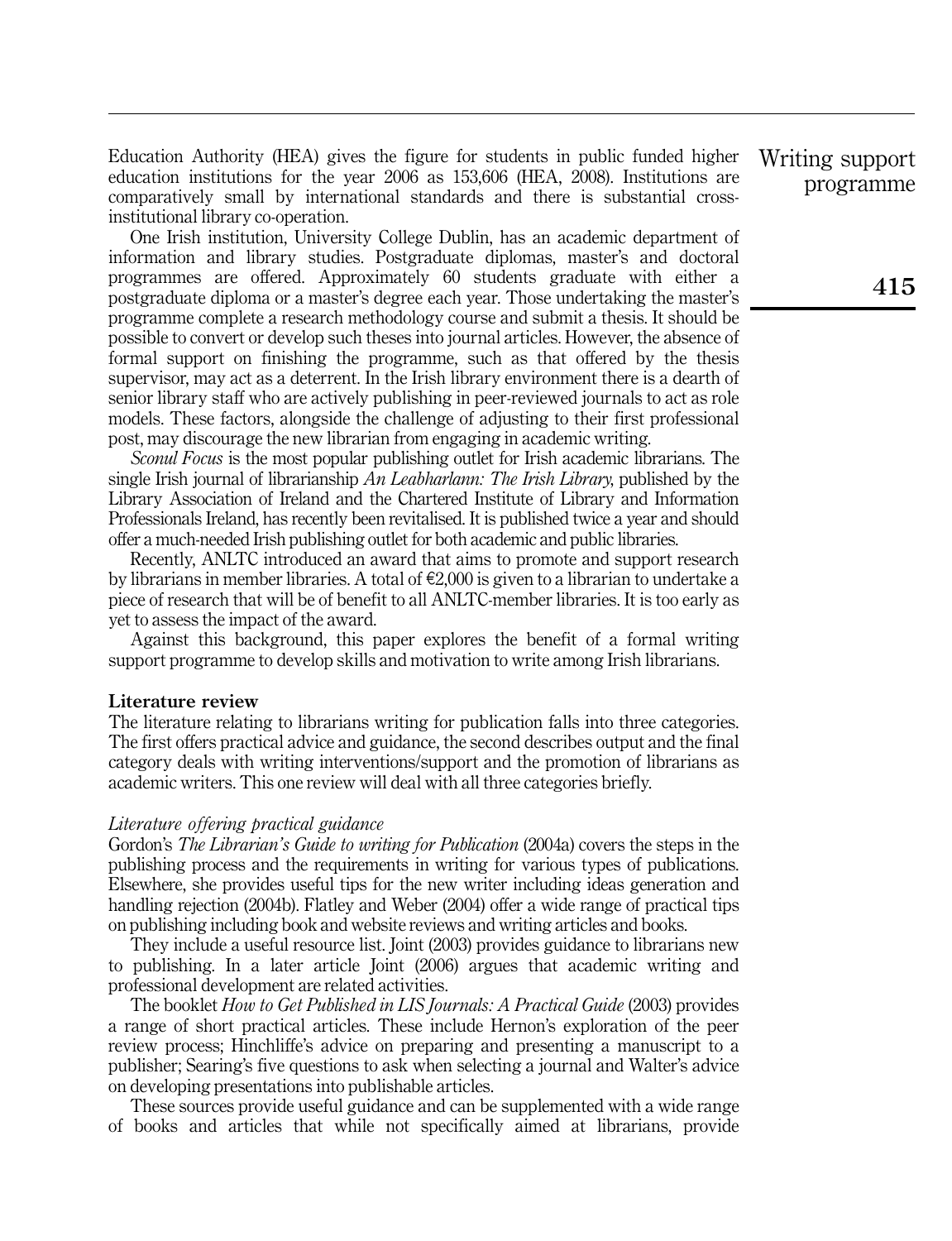Education Authority (HEA) gives the figure for students in public funded higher education institutions for the year 2006 as 153,606 (HEA, 2008). Institutions are comparatively small by international standards and there is substantial cross-institutional library co-operation.

One Irish institution, University College Dublin, has an academic department of information and library studies. Postgraduate diplomas, master's and doctoral programmes are offered. Approximately 60 students graduate with either a postgraduate diploma or a master's degree each year. Those undertaking the master's programme complete a research methodology course and submit a thesis. It should be possible to convert or develop such theses into journal articles. However, the absence of formal support on finishing the programme, such as that offered by the thesis supervisor, may act as a deterrent. In the Irish library environment there is a dearth of senior library staff who are actively publishing in peer-reviewed journals to act as role models. These factors, alongside the challenge of adjusting to their first professional post, may discourage the new librarian from engaging in academic writing.

*Sconul Focus* is the most popular publishing outlet for Irish academic librarians. The single Irish journal of librarianship *An Leabharlann: The Irish Library*, published by the Library Association of Ireland and the Chartered Institute of Library and Information Professionals Ireland, has recently been revitalised. It is published twice a year and should offer a much-needed Irish publishing outlet for both academic and public libraries.

Recently, ANLTC introduced an award that aims to promote and support research by librarians in member libraries. A total of €2,000 is given to a librarian to undertake a piece of research that will be of benefit to all ANLTC-member libraries. It is too early as yet to assess the impact of the award.

Against this background, this paper explores the benefit of a formal writing support programme to develop skills and motivation to write among Irish librarians.

## Literature review

The literature relating to librarians writing for publication falls into three categories. The first offers practical advice and guidance, the second describes output and the final category deals with writing interventions/support and the promotion of librarians as academic writers. This one review will deal with all three categories briefly.

### *Literature offering practical guidance*

Gordon's *The Librarian's Guide to writing for Publication* (2004a) covers the steps in the publishing process and the requirements in writing for various types of publications. Elsewhere, she provides useful tips for the new writer including ideas generation and handling rejection (2004b). Flatley and Weber (2004) offer a wide range of practical tips on publishing including book and website reviews and writing articles and books.

They include a useful resource list. Joint (2003) provides guidance to librarians new to publishing. In a later article Joint (2006) argues that academic writing and professional development are related activities.

The booklet *How to Get Published in LIS Journals: A Practical Guide* (2003) provides a range of short practical articles. These include Hernon's exploration of the peer review process; Hinchliffe's advice on preparing and presenting a manuscript to a publisher; Searing's five questions to ask when selecting a journal and Walter's advice on developing presentations into publishable articles.

These sources provide useful guidance and can be supplemented with a wide range of books and articles that while not specifically aimed at librarians, provide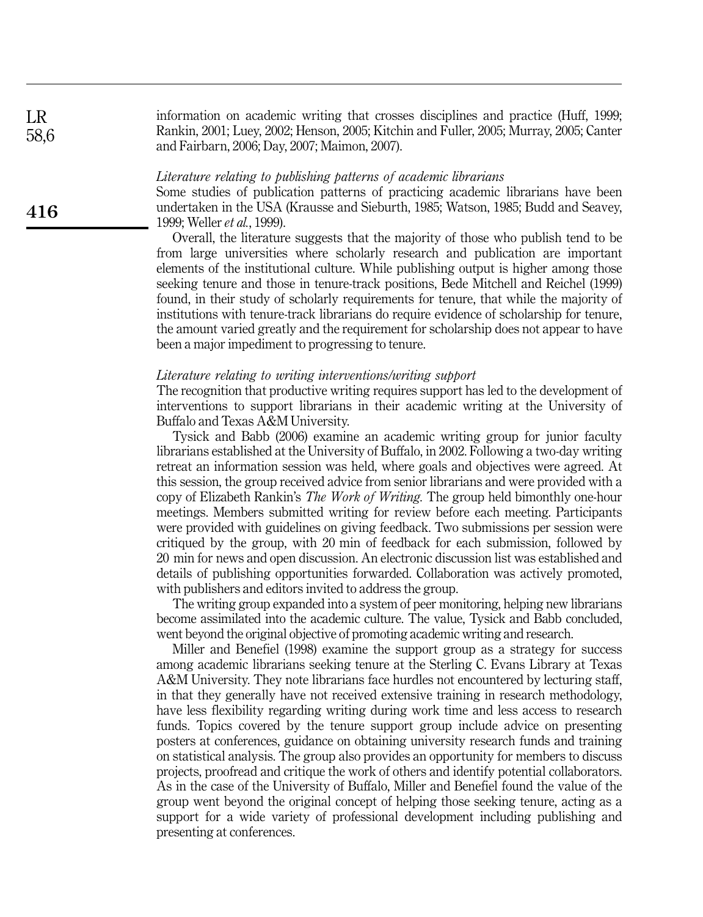information on academic writing that crosses disciplines and practice (Huff, 1999; Rankin, 2001; Luey, 2002; Henson, 2005; Kitchin and Fuller, 2005; Murray, 2005; Canter and Fairbarn, 2006; Day, 2007; Maimon, 2007).

### *Literature relating to publishing patterns of academic librarians*

Some studies of publication patterns of practicing academic librarians have been undertaken in the USA (Krausse and Sieburth, 1985; Watson, 1985; Budd and Seavey, 1999; Weller *et al.*, 1999).

Overall, the literature suggests that the majority of those who publish tend to be from large universities where scholarly research and publication are important elements of the institutional culture. While publishing output is higher among those seeking tenure and those in tenure-track positions, Bede Mitchell and Reichel (1999) found, in their study of scholarly requirements for tenure, that while the majority of institutions with tenure-track librarians do require evidence of scholarship for tenure, the amount varied greatly and the requirement for scholarship does not appear to have been a major impediment to progressing to tenure.

### *Literature relating to writing interventions/writing support*

The recognition that productive writing requires support has led to the development of interventions to support librarians in their academic writing at the University of Buffalo and Texas A&M University.

Tysick and Babb (2006) examine an academic writing group for junior faculty librarians established at the University of Buffalo, in 2002. Following a two-day writing retreat an information session was held, where goals and objectives were agreed. At this session, the group received advice from senior librarians and were provided with a copy of Elizabeth Rankin's *The Work of Writing.* The group held bimonthly one-hour meetings. Members submitted writing for review before each meeting. Participants were provided with guidelines on giving feedback. Two submissions per session were critiqued by the group, with 20 min of feedback for each submission, followed by 20 min for news and open discussion. An electronic discussion list was established and details of publishing opportunities forwarded. Collaboration was actively promoted, with publishers and editors invited to address the group.

The writing group expanded into a system of peer monitoring, helping new librarians become assimilated into the academic culture. The value, Tysick and Babb concluded, went beyond the original objective of promoting academic writing and research.

Miller and Benefiel (1998) examine the support group as a strategy for success among academic librarians seeking tenure at the Sterling C. Evans Library at Texas A&M University. They note librarians face hurdles not encountered by lecturing staff, in that they generally have not received extensive training in research methodology, have less flexibility regarding writing during work time and less access to research funds. Topics covered by the tenure support group include advice on presenting posters at conferences, guidance on obtaining university research funds and training on statistical analysis. The group also provides an opportunity for members to discuss projects, proofread and critique the work of others and identify potential collaborators. As in the case of the University of Buffalo, Miller and Benefiel found the value of the group went beyond the original concept of helping those seeking tenure, acting as a support for a wide variety of professional development including publishing and presenting at conferences.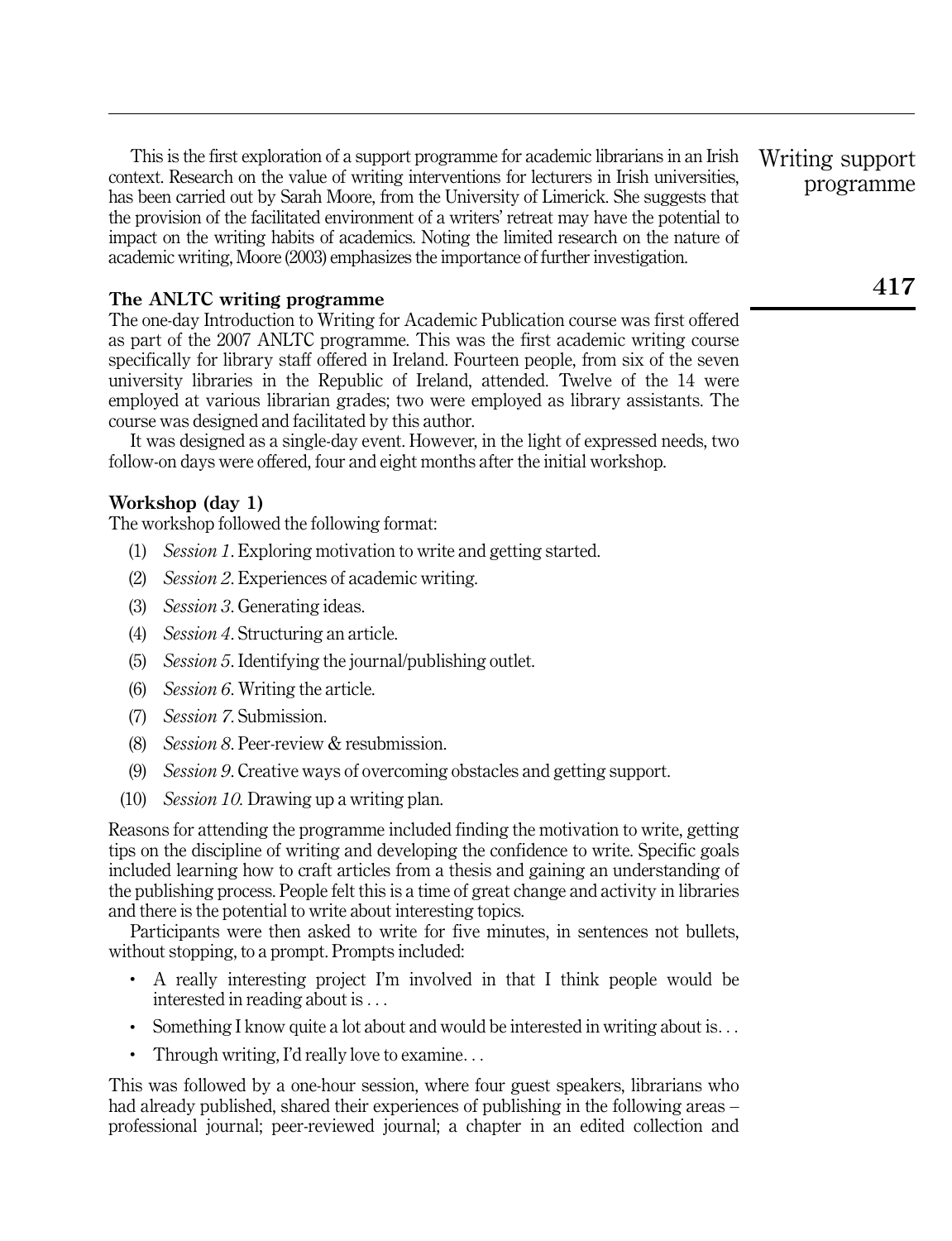This is the first exploration of a support programme for academic librarians in an Irish context. Research on the value of writing interventions for lecturers in Irish universities, has been carried out by Sarah Moore, from the University of Limerick. She suggests that the provision of the facilitated environment of a writers' retreat may have the potential to impact on the writing habits of academics. Noting the limited research on the nature of academic writing, Moore (2003) emphasizes the importance of further investigation.

## The ANLTC writing programme

The one-day Introduction to Writing for Academic Publication course was first offered as part of the 2007 ANLTC programme. This was the first academic writing course specifically for library staff offered in Ireland. Fourteen people, from six of the seven university libraries in the Republic of Ireland, attended. Twelve of the 14 were employed at various librarian grades; two were employed as library assistants. The course was designed and facilitated by this author.

It was designed as a single-day event. However, in the light of expressed needs, two follow-on days were offered, four and eight months after the initial workshop.

## Workshop (day 1)

The workshop followed the following format:

1. *Session 1*. Exploring motivation to write and getting started.
2. *Session 2*. Experiences of academic writing.
3. *Session 3*. Generating ideas.
4. *Session 4*. Structuring an article.
5. *Session 5*. Identifying the journal/publishing outlet.
6. *Session 6*. Writing the article.
7. *Session 7*. Submission.
8. *Session 8*. Peer-review & resubmission.
9. *Session 9*. Creative ways of overcoming obstacles and getting support.
10. *Session 10*. Drawing up a writing plan.

Reasons for attending the programme included finding the motivation to write, getting tips on the discipline of writing and developing the confidence to write. Specific goals included learning how to craft articles from a thesis and gaining an understanding of the publishing process. People felt this is a time of great change and activity in libraries and there is the potential to write about interesting topics.

Participants were then asked to write for five minutes, in sentences not bullets, without stopping, to a prompt. Prompts included:

- A really interesting project I'm involved in that I think people would be interested in reading about is . . .
- Something I know quite a lot about and would be interested in writing about is. . .
- Through writing, I'd really love to examine. . .

This was followed by a one-hour session, where four guest speakers, librarians who had already published, shared their experiences of publishing in the following areas – professional journal; peer-reviewed journal; a chapter in an edited collection and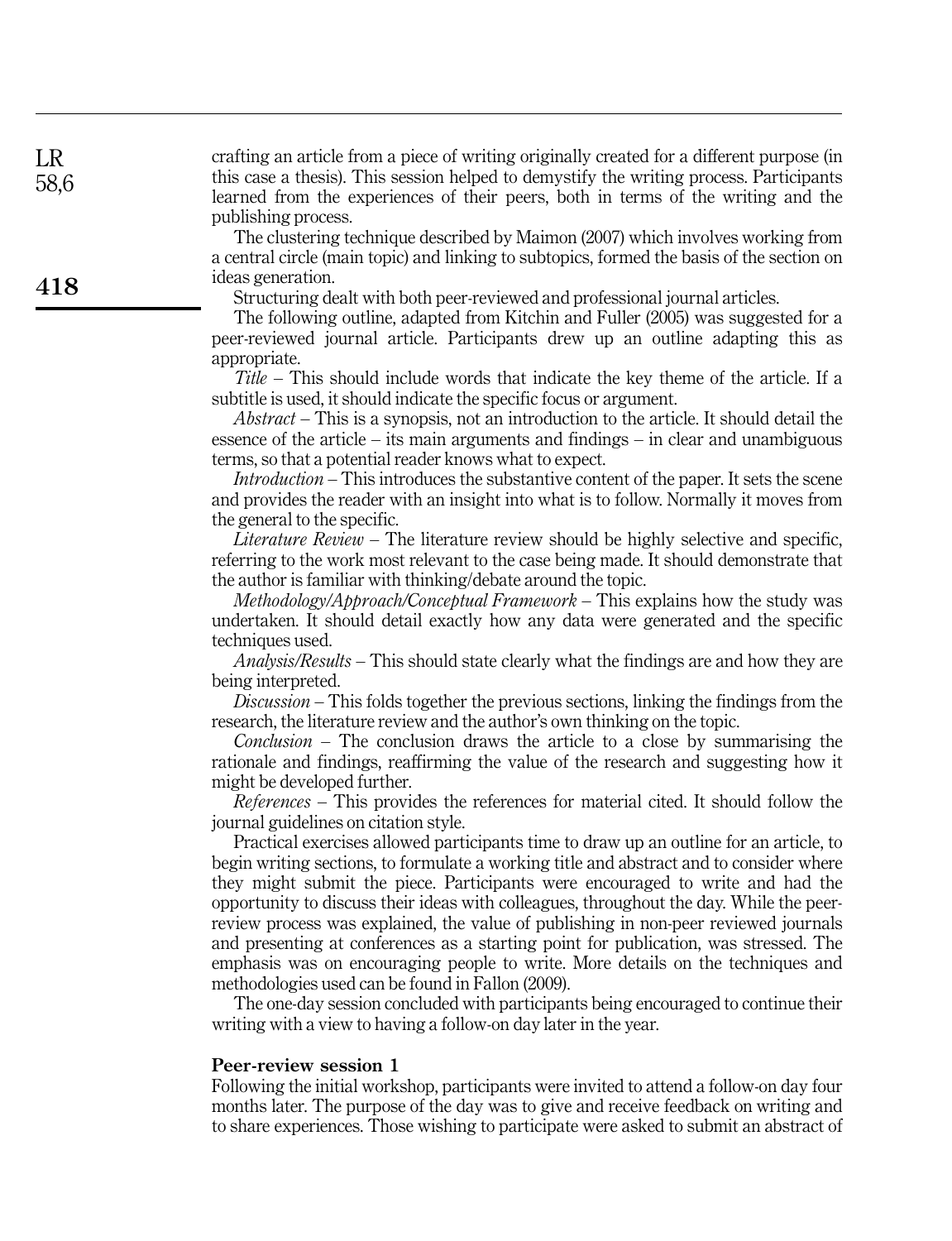crafting an article from a piece of writing originally created for a different purpose (in this case a thesis). This session helped to demystify the writing process. Participants learned from the experiences of their peers, both in terms of the writing and the publishing process.

The clustering technique described by Maimon (2007) which involves working from a central circle (main topic) and linking to subtopics, formed the basis of the section on ideas generation.

Structuring dealt with both peer-reviewed and professional journal articles.

The following outline, adapted from Kitchin and Fuller (2005) was suggested for a peer-reviewed journal article. Participants drew up an outline adapting this as appropriate.

*Title* – This should include words that indicate the key theme of the article. If a subtitle is used, it should indicate the specific focus or argument.

*Abstract* – This is a synopsis, not an introduction to the article. It should detail the essence of the article – its main arguments and findings – in clear and unambiguous terms, so that a potential reader knows what to expect.

*Introduction* – This introduces the substantive content of the paper. It sets the scene and provides the reader with an insight into what is to follow. Normally it moves from the general to the specific.

*Literature Review* – The literature review should be highly selective and specific, referring to the work most relevant to the case being made. It should demonstrate that the author is familiar with thinking/debate around the topic.

*Methodology/Approach/Conceptual Framework* – This explains how the study was undertaken. It should detail exactly how any data were generated and the specific techniques used.

*Analysis/Results* – This should state clearly what the findings are and how they are being interpreted.

*Discussion* – This folds together the previous sections, linking the findings from the research, the literature review and the author's own thinking on the topic.

*Conclusion* – The conclusion draws the article to a close by summarising the rationale and findings, reaffirming the value of the research and suggesting how it might be developed further.

*References* – This provides the references for material cited. It should follow the journal guidelines on citation style.

Practical exercises allowed participants time to draw up an outline for an article, to begin writing sections, to formulate a working title and abstract and to consider where they might submit the piece. Participants were encouraged to write and had the opportunity to discuss their ideas with colleagues, throughout the day. While the peer-review process was explained, the value of publishing in non-peer reviewed journals and presenting at conferences as a starting point for publication, was stressed. The emphasis was on encouraging people to write. More details on the techniques and methodologies used can be found in Fallon (2009).

The one-day session concluded with participants being encouraged to continue their writing with a view to having a follow-on day later in the year.

### Peer-review session 1

Following the initial workshop, participants were invited to attend a follow-on day four months later. The purpose of the day was to give and receive feedback on writing and to share experiences. Those wishing to participate were asked to submit an abstract of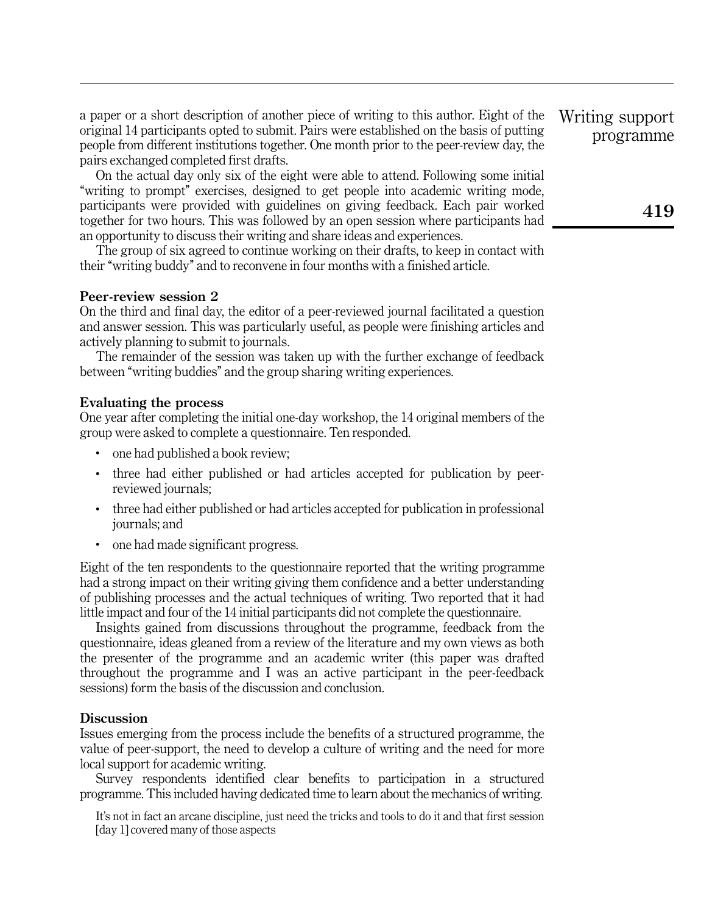a paper or a short description of another piece of writing to this author. Eight of the original 14 participants opted to submit. Pairs were established on the basis of putting people from different institutions together. One month prior to the peer-review day, the pairs exchanged completed first drafts.

On the actual day only six of the eight were able to attend. Following some initial "writing to prompt" exercises, designed to get people into academic writing mode, participants were provided with guidelines on giving feedback. Each pair worked together for two hours. This was followed by an open session where participants had an opportunity to discuss their writing and share ideas and experiences.

The group of six agreed to continue working on their drafts, to keep in contact with their "writing buddy" and to reconvene in four months with a finished article.

## Peer-review session 2

On the third and final day, the editor of a peer-reviewed journal facilitated a question and answer session. This was particularly useful, as people were finishing articles and actively planning to submit to journals.

The remainder of the session was taken up with the further exchange of feedback between "writing buddies" and the group sharing writing experiences.

## Evaluating the process

One year after completing the initial one-day workshop, the 14 original members of the group were asked to complete a questionnaire. Ten responded.

- one had published a book review;
- three had either published or had articles accepted for publication by peer-reviewed journals;
- three had either published or had articles accepted for publication in professional journals; and
- one had made significant progress.

Eight of the ten respondents to the questionnaire reported that the writing programme had a strong impact on their writing giving them confidence and a better understanding of publishing processes and the actual techniques of writing. Two reported that it had little impact and four of the 14 initial participants did not complete the questionnaire.

Insights gained from discussions throughout the programme, feedback from the questionnaire, ideas gleaned from a review of the literature and my own views as both the presenter of the programme and an academic writer (this paper was drafted throughout the programme and I was an active participant in the peer-feedback sessions) form the basis of the discussion and conclusion.

## Discussion

Issues emerging from the process include the benefits of a structured programme, the value of peer-support, the need to develop a culture of writing and the need for more local support for academic writing.

Survey respondents identified clear benefits to participation in a structured programme. This included having dedicated time to learn about the mechanics of writing.

> It's not in fact an arcane discipline, just need the tricks and tools to do it and that first session [day 1] covered many of those aspects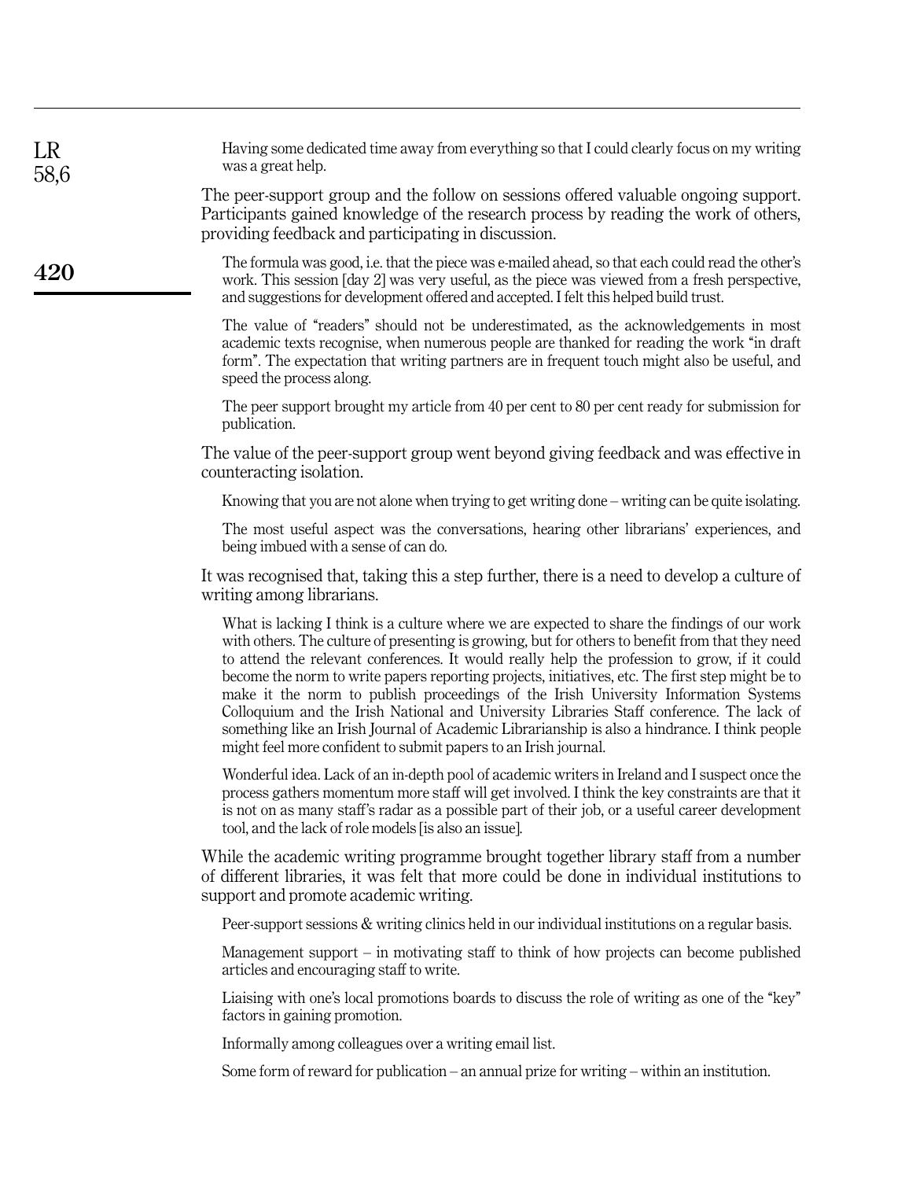> Having some dedicated time away from everything so that I could clearly focus on my writing was a great help.

The peer-support group and the follow on sessions offered valuable ongoing support. Participants gained knowledge of the research process by reading the work of others, providing feedback and participating in discussion.

> The formula was good, i.e. that the piece was e-mailed ahead, so that each could read the other's work. This session [day 2] was very useful, as the piece was viewed from a fresh perspective, and suggestions for development offered and accepted. I felt this helped build trust.

> The value of "readers" should not be underestimated, as the acknowledgements in most academic texts recognise, when numerous people are thanked for reading the work "in draft form". The expectation that writing partners are in frequent touch might also be useful, and speed the process along.

> The peer support brought my article from 40 per cent to 80 per cent ready for submission for publication.

The value of the peer-support group went beyond giving feedback and was effective in counteracting isolation.

> Knowing that you are not alone when trying to get writing done – writing can be quite isolating.

> The most useful aspect was the conversations, hearing other librarians' experiences, and being imbued with a sense of can do.

It was recognised that, taking this a step further, there is a need to develop a culture of writing among librarians.

> What is lacking I think is a culture where we are expected to share the findings of our work with others. The culture of presenting is growing, but for others to benefit from that they need to attend the relevant conferences. It would really help the profession to grow, if it could become the norm to write papers reporting projects, initiatives, etc. The first step might be to make it the norm to publish proceedings of the Irish University Information Systems Colloquium and the Irish National and University Libraries Staff conference. The lack of something like an Irish Journal of Academic Librarianship is also a hindrance. I think people might feel more confident to submit papers to an Irish journal.

> Wonderful idea. Lack of an in-depth pool of academic writers in Ireland and I suspect once the process gathers momentum more staff will get involved. I think the key constraints are that it is not on as many staff's radar as a possible part of their job, or a useful career development tool, and the lack of role models [is also an issue].

While the academic writing programme brought together library staff from a number of different libraries, it was felt that more could be done in individual institutions to support and promote academic writing.

> Peer-support sessions & writing clinics held in our individual institutions on a regular basis.

> Management support – in motivating staff to think of how projects can become published articles and encouraging staff to write.

> Liaising with one's local promotions boards to discuss the role of writing as one of the "key" factors in gaining promotion.

> Informally among colleagues over a writing email list.

> Some form of reward for publication – an annual prize for writing – within an institution.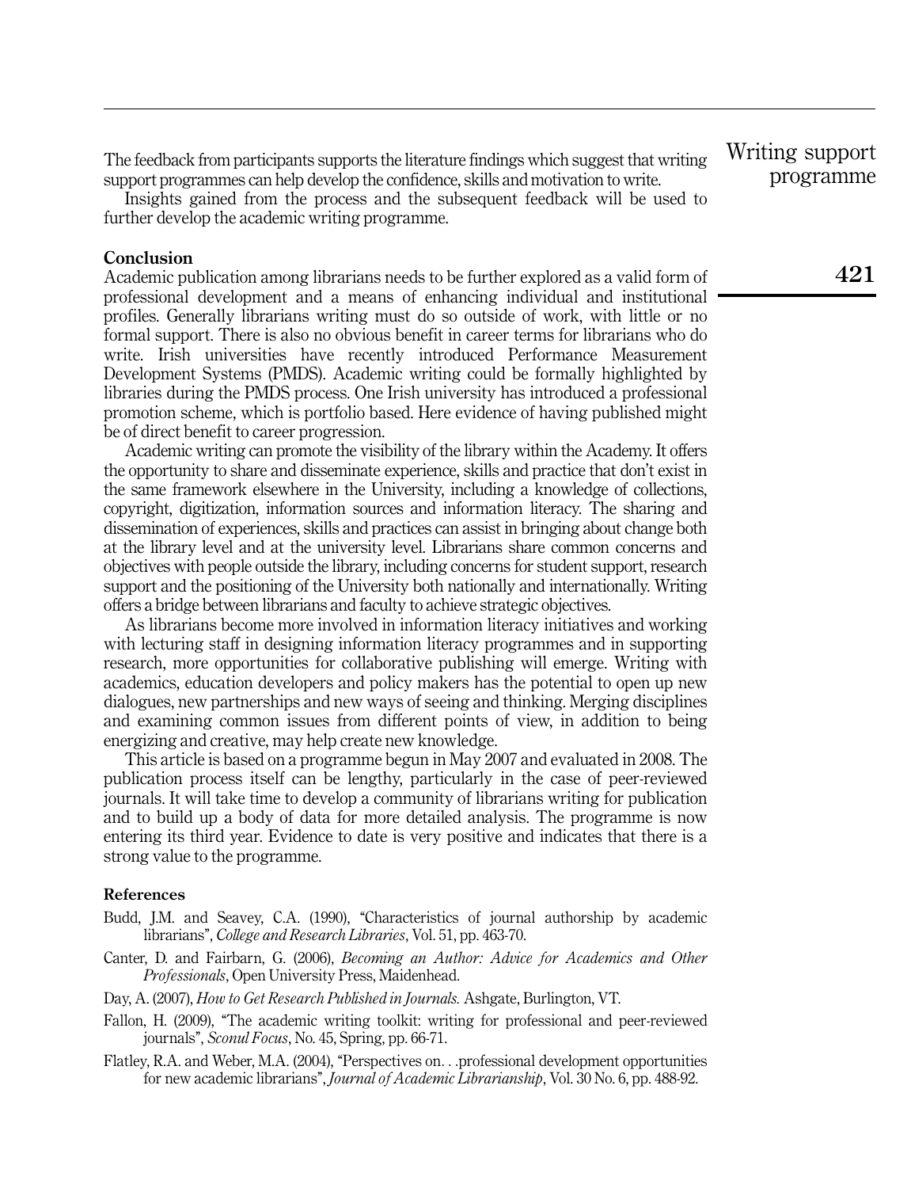The feedback from participants supports the literature findings which suggest that writing support programmes can help develop the confidence, skills and motivation to write.

Insights gained from the process and the subsequent feedback will be used to further develop the academic writing programme.

## Conclusion

Academic publication among librarians needs to be further explored as a valid form of professional development and a means of enhancing individual and institutional profiles. Generally librarians writing must do so outside of work, with little or no formal support. There is also no obvious benefit in career terms for librarians who do write. Irish universities have recently introduced Performance Measurement Development Systems (PMDS). Academic writing could be formally highlighted by libraries during the PMDS process. One Irish university has introduced a professional promotion scheme, which is portfolio based. Here evidence of having published might be of direct benefit to career progression.

Academic writing can promote the visibility of the library within the Academy. It offers the opportunity to share and disseminate experience, skills and practice that don't exist in the same framework elsewhere in the University, including a knowledge of collections, copyright, digitization, information sources and information literacy. The sharing and dissemination of experiences, skills and practices can assist in bringing about change both at the library level and at the university level. Librarians share common concerns and objectives with people outside the library, including concerns for student support, research support and the positioning of the University both nationally and internationally. Writing offers a bridge between librarians and faculty to achieve strategic objectives.

As librarians become more involved in information literacy initiatives and working with lecturing staff in designing information literacy programmes and in supporting research, more opportunities for collaborative publishing will emerge. Writing with academics, education developers and policy makers has the potential to open up new dialogues, new partnerships and new ways of seeing and thinking. Merging disciplines and examining common issues from different points of view, in addition to being energizing and creative, may help create new knowledge.

This article is based on a programme begun in May 2007 and evaluated in 2008. The publication process itself can be lengthy, particularly in the case of peer-reviewed journals. It will take time to develop a community of librarians writing for publication and to build up a body of data for more detailed analysis. The programme is now entering its third year. Evidence to date is very positive and indicates that there is a strong value to the programme.

## References

Budd, J.M. and Seavey, C.A. (1990), "Characteristics of journal authorship by academic librarians", *College and Research Libraries*, Vol. 51, pp. 463-70.

Canter, D. and Fairbarn, G. (2006), *Becoming an Author: Advice for Academics and Other Professionals*, Open University Press, Maidenhead.

Day, A. (2007), *How to Get Research Published in Journals.* Ashgate, Burlington, VT.

Fallon, H. (2009), "The academic writing toolkit: writing for professional and peer-reviewed journals", *Sconul Focus*, No. 45, Spring, pp. 66-71.

Flatley, R.A. and Weber, M.A. (2004), "Perspectives on. . .professional development opportunities for new academic librarians", *Journal of Academic Librarianship*, Vol. 30 No. 6, pp. 488-92.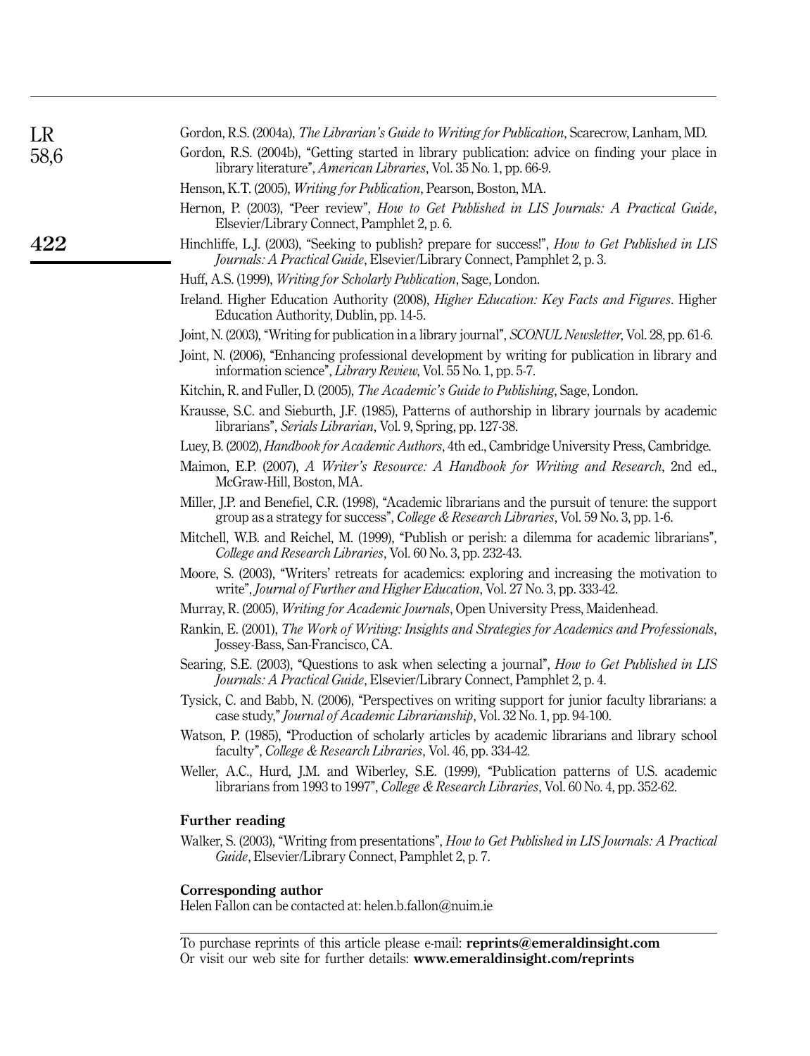Gordon, R.S. (2004a), *The Librarian's Guide to Writing for Publication*, Scarecrow, Lanham, MD.

Gordon, R.S. (2004b), "Getting started in library publication: advice on finding your place in library literature", *American Libraries*, Vol. 35 No. 1, pp. 66-9.

Henson, K.T. (2005), *Writing for Publication*, Pearson, Boston, MA.

Hernon, P. (2003), "Peer review", *How to Get Published in LIS Journals: A Practical Guide*, Elsevier/Library Connect, Pamphlet 2, p. 6.

Hinchliffe, L.J. (2003), "Seeking to publish? prepare for success!", *How to Get Published in LIS Journals: A Practical Guide*, Elsevier/Library Connect, Pamphlet 2, p. 3.

Huff, A.S. (1999), *Writing for Scholarly Publication*, Sage, London.

Ireland. Higher Education Authority (2008), *Higher Education: Key Facts and Figures*. Higher Education Authority, Dublin, pp. 14-5.

Joint, N. (2003), "Writing for publication in a library journal", *SCONUL Newsletter*, Vol. 28, pp. 61-6.

Joint, N. (2006), "Enhancing professional development by writing for publication in library and information science", *Library Review*, Vol. 55 No. 1, pp. 5-7.

Kitchin, R. and Fuller, D. (2005), *The Academic's Guide to Publishing*, Sage, London.

Krausse, S.C. and Sieburth, J.F. (1985), Patterns of authorship in library journals by academic librarians", *Serials Librarian*, Vol. 9, Spring, pp. 127-38.

Luey, B. (2002), *Handbook for Academic Authors*, 4th ed., Cambridge University Press, Cambridge.

Maimon, E.P. (2007), *A Writer's Resource: A Handbook for Writing and Research*, 2nd ed., McGraw-Hill, Boston, MA.

Miller, J.P. and Benefiel, C.R. (1998), "Academic librarians and the pursuit of tenure: the support group as a strategy for success", *College & Research Libraries*, Vol. 59 No. 3, pp. 1-6.

Mitchell, W.B. and Reichel, M. (1999), "Publish or perish: a dilemma for academic librarians", *College and Research Libraries*, Vol. 60 No. 3, pp. 232-43.

Moore, S. (2003), "Writers' retreats for academics: exploring and increasing the motivation to write", *Journal of Further and Higher Education*, Vol. 27 No. 3, pp. 333-42.

Murray, R. (2005), *Writing for Academic Journals*, Open University Press, Maidenhead.

Rankin, E. (2001), *The Work of Writing: Insights and Strategies for Academics and Professionals*, Jossey-Bass, San-Francisco, CA.

Searing, S.E. (2003), "Questions to ask when selecting a journal", *How to Get Published in LIS Journals: A Practical Guide*, Elsevier/Library Connect, Pamphlet 2, p. 4.

Tysick, C. and Babb, N. (2006), "Perspectives on writing support for junior faculty librarians: a case study," *Journal of Academic Librarianship*, Vol. 32 No. 1, pp. 94-100.

Watson, P. (1985), "Production of scholarly articles by academic librarians and library school faculty", *College & Research Libraries*, Vol. 46, pp. 334-42.

Weller, A.C., Hurd, J.M. and Wiberley, S.E. (1999), "Publication patterns of U.S. academic librarians from 1993 to 1997", *College & Research Libraries*, Vol. 60 No. 4, pp. 352-62.

## Further reading

Walker, S. (2003), "Writing from presentations", *How to Get Published in LIS Journals: A Practical Guide*, Elsevier/Library Connect, Pamphlet 2, p. 7.

## Corresponding author

Helen Fallon can be contacted at: helen.b.fallon@nuim.ie

To purchase reprints of this article please e-mail: **reprints@emeraldinsight.com**
Or visit our web site for further details: **www.emeraldinsight.com/reprints**